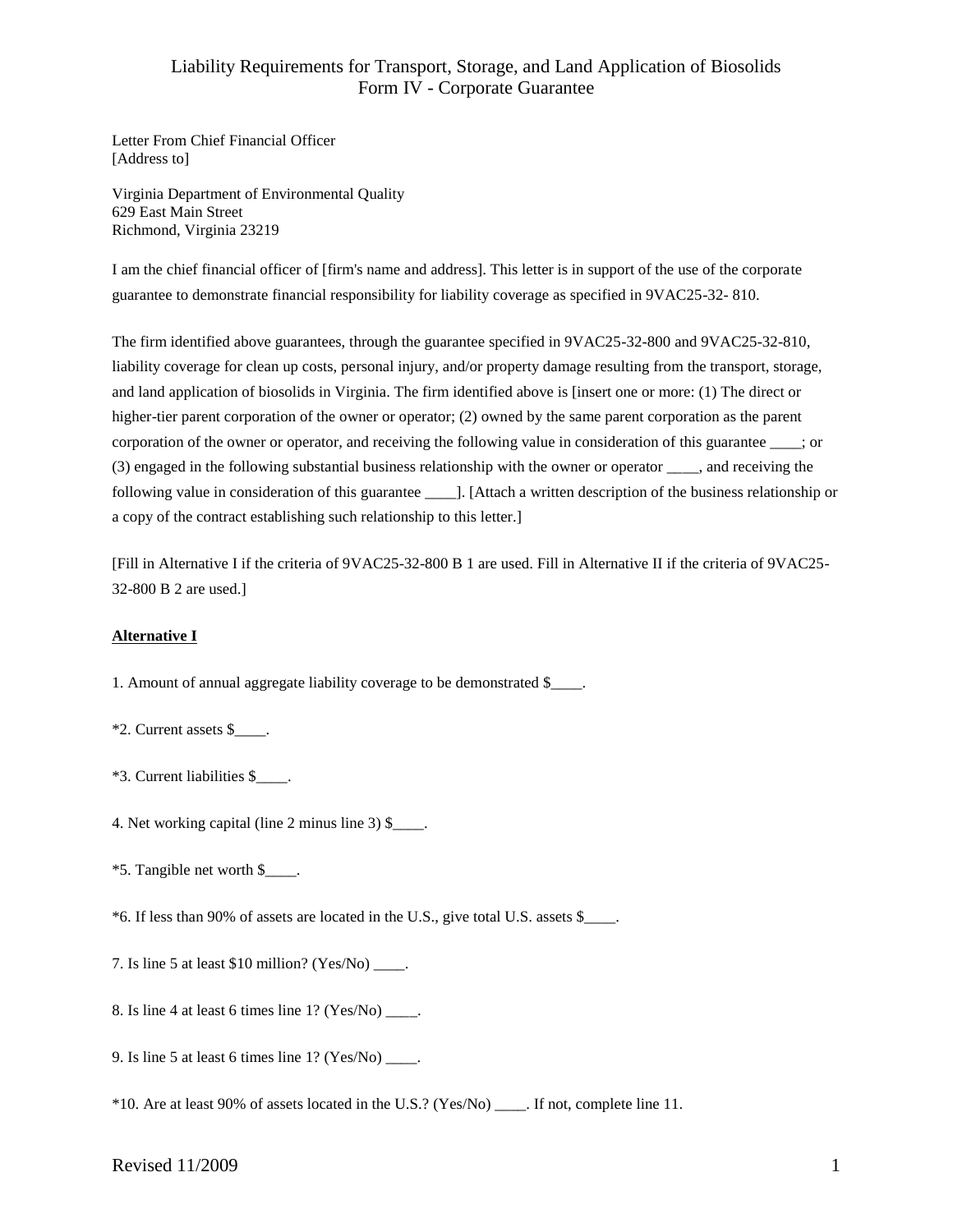# Liability Requirements for Transport, Storage, and Land Application of Biosolids
## Form IV - Corporate Guarantee

Letter From Chief Financial Officer
[Address to]

Virginia Department of Environmental Quality
629 East Main Street
Richmond, Virginia 23219

I am the chief financial officer of [firm's name and address]. This letter is in support of the use of the corporate guarantee to demonstrate financial responsibility for liability coverage as specified in 9VAC25-32- 810.

The firm identified above guarantees, through the guarantee specified in 9VAC25-32-800 and 9VAC25-32-810, liability coverage for clean up costs, personal injury, and/or property damage resulting from the transport, storage, and land application of biosolids in Virginia. The firm identified above is [insert one or more: (1) The direct or higher-tier parent corporation of the owner or operator; (2) owned by the same parent corporation as the parent corporation of the owner or operator, and receiving the following value in consideration of this guarantee ____; or (3) engaged in the following substantial business relationship with the owner or operator ____, and receiving the following value in consideration of this guarantee ____]. [Attach a written description of the business relationship or a copy of the contract establishing such relationship to this letter.]

[Fill in Alternative I if the criteria of 9VAC25-32-800 B 1 are used. Fill in Alternative II if the criteria of 9VAC25-32-800 B 2 are used.]

**Alternative I**

1. Amount of annual aggregate liability coverage to be demonstrated $____.

*2. Current assets $____.

*3. Current liabilities $____.

4. Net working capital (line 2 minus line 3) $____.

*5. Tangible net worth $____.

*6. If less than 90% of assets are located in the U.S., give total U.S. assets $____.

7. Is line 5 at least $10 million? (Yes/No) ____.

8. Is line 4 at least 6 times line 1? (Yes/No) ____.

9. Is line 5 at least 6 times line 1? (Yes/No) ____.

*10. Are at least 90% of assets located in the U.S.? (Yes/No) ____. If not, complete line 11.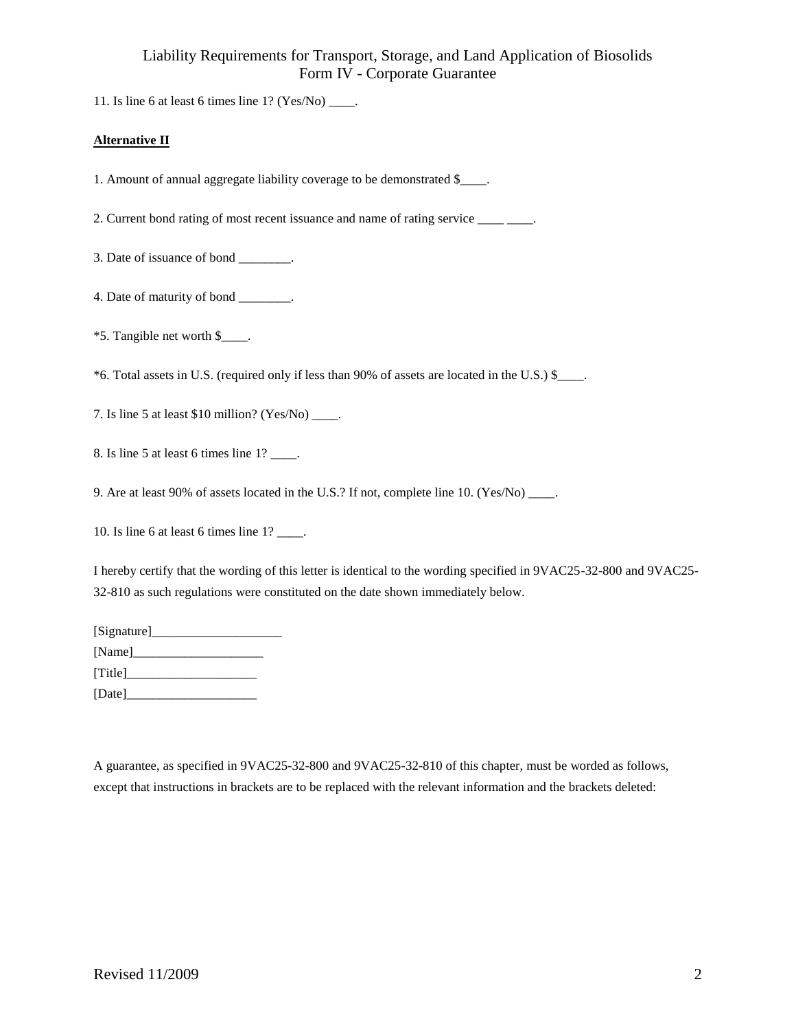11. Is line 6 at least 6 times line 1? (Yes/No) ____.

**Alternative II**

1. Amount of annual aggregate liability coverage to be demonstrated $____.

2. Current bond rating of most recent issuance and name of rating service ____ ____.

3. Date of issuance of bond ________.

4. Date of maturity of bond ________.

*5. Tangible net worth $____.

*6. Total assets in U.S. (required only if less than 90% of assets are located in the U.S.) $____.

7. Is line 5 at least $10 million? (Yes/No) ____.

8. Is line 5 at least 6 times line 1? ____.

9. Are at least 90% of assets located in the U.S.? If not, complete line 10. (Yes/No) ____.

10. Is line 6 at least 6 times line 1? ____.

I hereby certify that the wording of this letter is identical to the wording specified in 9VAC25-32-800 and 9VAC25-32-810 as such regulations were constituted on the date shown immediately below.

[Signature]____________________
[Name]____________________
[Title]____________________
[Date]____________________

A guarantee, as specified in 9VAC25-32-800 and 9VAC25-32-810 of this chapter, must be worded as follows, except that instructions in brackets are to be replaced with the relevant information and the brackets deleted: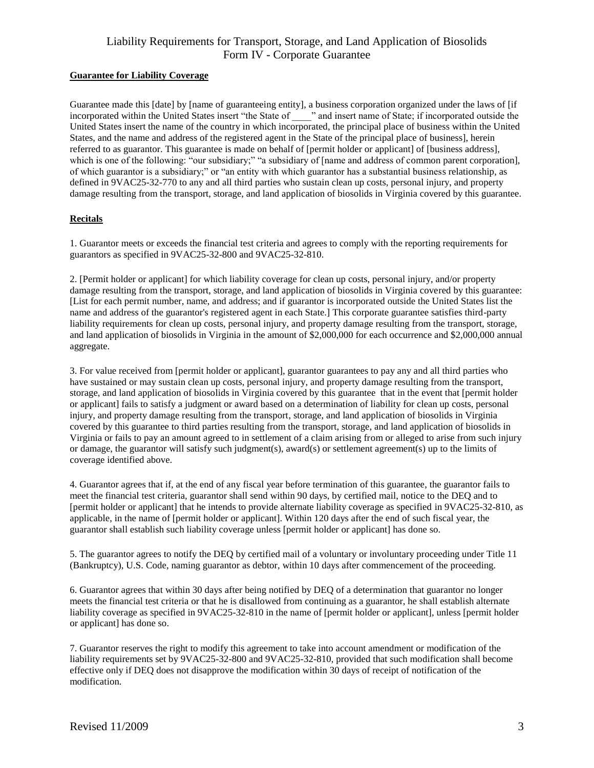# Liability Requirements for Transport, Storage, and Land Application of Biosolids
# Form IV - Corporate Guarantee

**Guarantee for Liability Coverage**

Guarantee made this [date] by [name of guaranteeing entity], a business corporation organized under the laws of [if incorporated within the United States insert "the State of ____" and insert name of State; if incorporated outside the United States insert the name of the country in which incorporated, the principal place of business within the United States, and the name and address of the registered agent in the State of the principal place of business], herein referred to as guarantor. This guarantee is made on behalf of [permit holder or applicant] of [business address], which is one of the following: "our subsidiary;" "a subsidiary of [name and address of common parent corporation], of which guarantor is a subsidiary;" or "an entity with which guarantor has a substantial business relationship, as defined in 9VAC25-32-770 to any and all third parties who sustain clean up costs, personal injury, and property damage resulting from the transport, storage, and land application of biosolids in Virginia covered by this guarantee.

**Recitals**

1. Guarantor meets or exceeds the financial test criteria and agrees to comply with the reporting requirements for guarantors as specified in 9VAC25-32-800 and 9VAC25-32-810.

2. [Permit holder or applicant] for which liability coverage for clean up costs, personal injury, and/or property damage resulting from the transport, storage, and land application of biosolids in Virginia covered by this guarantee: [List for each permit number, name, and address; and if guarantor is incorporated outside the United States list the name and address of the guarantor's registered agent in each State.] This corporate guarantee satisfies third-party liability requirements for clean up costs, personal injury, and property damage resulting from the transport, storage, and land application of biosolids in Virginia in the amount of $2,000,000 for each occurrence and $2,000,000 annual aggregate.

3. For value received from [permit holder or applicant], guarantor guarantees to pay any and all third parties who have sustained or may sustain clean up costs, personal injury, and property damage resulting from the transport, storage, and land application of biosolids in Virginia covered by this guarantee that in the event that [permit holder or applicant] fails to satisfy a judgment or award based on a determination of liability for clean up costs, personal injury, and property damage resulting from the transport, storage, and land application of biosolids in Virginia covered by this guarantee to third parties resulting from the transport, storage, and land application of biosolids in Virginia or fails to pay an amount agreed to in settlement of a claim arising from or alleged to arise from such injury or damage, the guarantor will satisfy such judgment(s), award(s) or settlement agreement(s) up to the limits of coverage identified above.

4. Guarantor agrees that if, at the end of any fiscal year before termination of this guarantee, the guarantor fails to meet the financial test criteria, guarantor shall send within 90 days, by certified mail, notice to the DEQ and to [permit holder or applicant] that he intends to provide alternate liability coverage as specified in 9VAC25-32-810, as applicable, in the name of [permit holder or applicant]. Within 120 days after the end of such fiscal year, the guarantor shall establish such liability coverage unless [permit holder or applicant] has done so.

5. The guarantor agrees to notify the DEQ by certified mail of a voluntary or involuntary proceeding under Title 11 (Bankruptcy), U.S. Code, naming guarantor as debtor, within 10 days after commencement of the proceeding.

6. Guarantor agrees that within 30 days after being notified by DEQ of a determination that guarantor no longer meets the financial test criteria or that he is disallowed from continuing as a guarantor, he shall establish alternate liability coverage as specified in 9VAC25-32-810 in the name of [permit holder or applicant], unless [permit holder or applicant] has done so.

7. Guarantor reserves the right to modify this agreement to take into account amendment or modification of the liability requirements set by 9VAC25-32-800 and 9VAC25-32-810, provided that such modification shall become effective only if DEQ does not disapprove the modification within 30 days of receipt of notification of the modification.

Revised 11/2009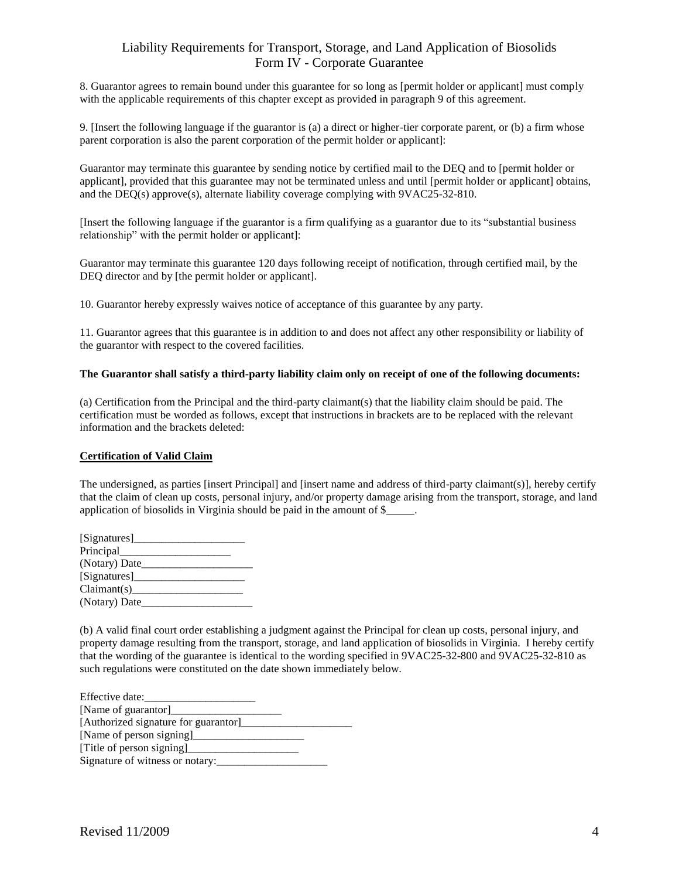8. Guarantor agrees to remain bound under this guarantee for so long as [permit holder or applicant] must comply with the applicable requirements of this chapter except as provided in paragraph 9 of this agreement.

9. [Insert the following language if the guarantor is (a) a direct or higher-tier corporate parent, or (b) a firm whose parent corporation is also the parent corporation of the permit holder or applicant]:

Guarantor may terminate this guarantee by sending notice by certified mail to the DEQ and to [permit holder or applicant], provided that this guarantee may not be terminated unless and until [permit holder or applicant] obtains, and the DEQ(s) approve(s), alternate liability coverage complying with 9VAC25-32-810.

[Insert the following language if the guarantor is a firm qualifying as a guarantor due to its "substantial business relationship" with the permit holder or applicant]:

Guarantor may terminate this guarantee 120 days following receipt of notification, through certified mail, by the DEQ director and by [the permit holder or applicant].

10. Guarantor hereby expressly waives notice of acceptance of this guarantee by any party.

11. Guarantor agrees that this guarantee is in addition to and does not affect any other responsibility or liability of the guarantor with respect to the covered facilities.

**The Guarantor shall satisfy a third-party liability claim only on receipt of one of the following documents:**

(a) Certification from the Principal and the third-party claimant(s) that the liability claim should be paid. The certification must be worded as follows, except that instructions in brackets are to be replaced with the relevant information and the brackets deleted:

**Certification of Valid Claim**

The undersigned, as parties [insert Principal] and [insert name and address of third-party claimant(s)], hereby certify that the claim of clean up costs, personal injury, and/or property damage arising from the transport, storage, and land application of biosolids in Virginia should be paid in the amount of $_____.

[Signatures]____________________
Principal____________________
(Notary) Date____________________
[Signatures]____________________
Claimant(s)____________________
(Notary) Date____________________

(b) A valid final court order establishing a judgment against the Principal for clean up costs, personal injury, and property damage resulting from the transport, storage, and land application of biosolids in Virginia. I hereby certify that the wording of the guarantee is identical to the wording specified in 9VAC25-32-800 and 9VAC25-32-810 as such regulations were constituted on the date shown immediately below.

Effective date:____________________
[Name of guarantor]____________________
[Authorized signature for guarantor]____________________
[Name of person signing]____________________
[Title of person signing]____________________
Signature of witness or notary:____________________